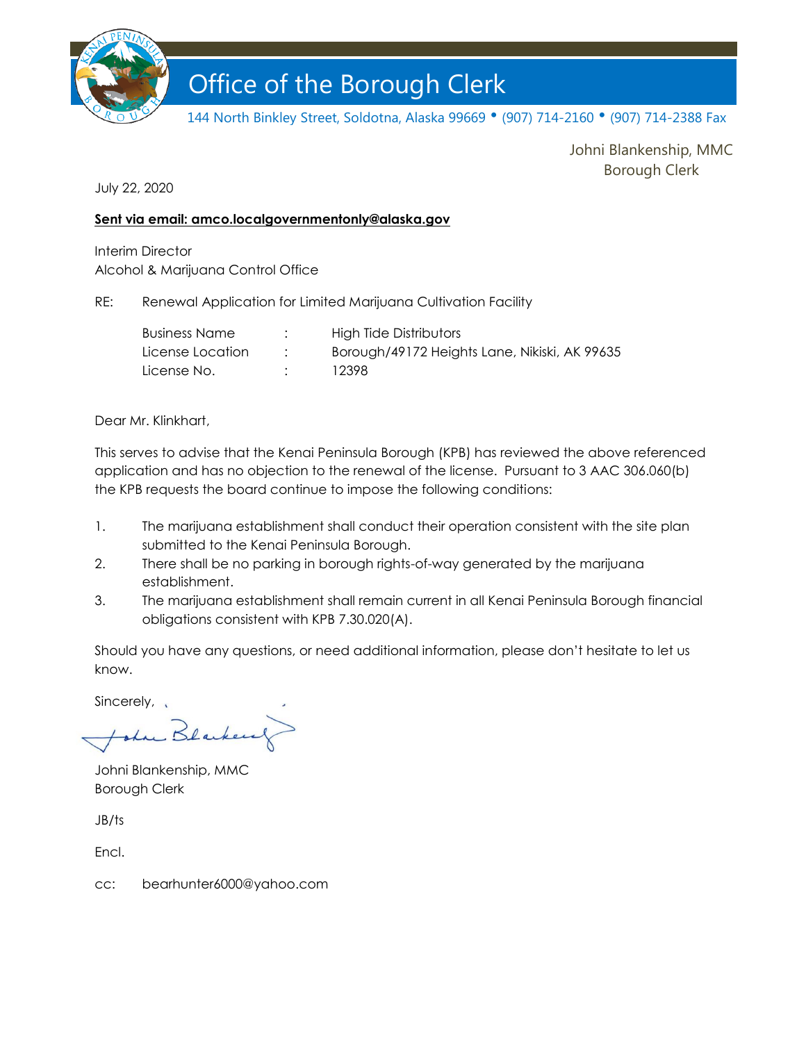# Office of the Borough Clerk

144 North Binkley Street, Soldotna, Alaska 99669 • (907) 714-2160 • (907) 714-2388 Fax

Johni Blankenship, MMC
Borough Clerk

July 22, 2020

**Sent via email: amco.localgovernmentonly@alaska.gov**

Interim Director
Alcohol & Marijuana Control Office

RE: Renewal Application for Limited Marijuana Cultivation Facility

| | | |
|---|---|---|
| Business Name | : | High Tide Distributors |
| License Location | : | Borough/49172 Heights Lane, Nikiski, AK 99635 |
| License No. | : | 12398 |

Dear Mr. Klinkhart,

This serves to advise that the Kenai Peninsula Borough (KPB) has reviewed the above referenced application and has no objection to the renewal of the license. Pursuant to 3 AAC 306.060(b) the KPB requests the board continue to impose the following conditions:

1. The marijuana establishment shall conduct their operation consistent with the site plan submitted to the Kenai Peninsula Borough.
2. There shall be no parking in borough rights-of-way generated by the marijuana establishment.
3. The marijuana establishment shall remain current in all Kenai Peninsula Borough financial obligations consistent with KPB 7.30.020(A).

Should you have any questions, or need additional information, please don't hesitate to let us know.

Sincerely,

Johni Blankenship, MMC
Borough Clerk

JB/ts

Encl.

cc: bearhunter6000@yahoo.com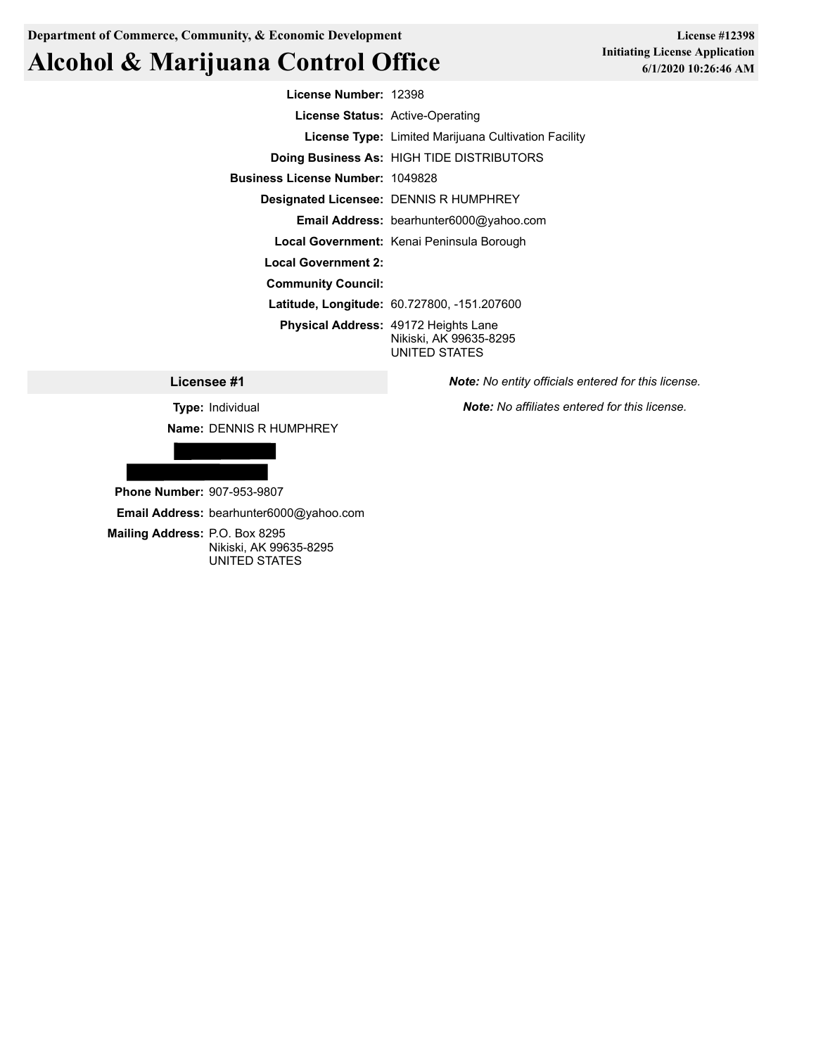**Department of Commerce, Community, & Economic Development**

# Alcohol & Marijuana Control Office

**License #12398**
**Initiating License Application**
**6/1/2020 10:26:46 AM**

**License Number:** 12398

**License Status:** Active-Operating

**License Type:** Limited Marijuana Cultivation Facility

**Doing Business As:** HIGH TIDE DISTRIBUTORS

**Business License Number:** 1049828

**Designated Licensee:** DENNIS R HUMPHREY

**Email Address:** bearhunter6000@yahoo.com

**Local Government:** Kenai Peninsula Borough

**Local Government 2:**

**Community Council:**

**Latitude, Longitude:** 60.727800, -151.207600

**Physical Address:** 49172 Heights Lane
Nikiski, AK 99635-8295
UNITED STATES

## Licensee #1

**Type:** Individual

**Name:** DENNIS R HUMPHREY

**Phone Number:** 907-953-9807

**Email Address:** bearhunter6000@yahoo.com

**Mailing Address:** P.O. Box 8295
Nikiski, AK 99635-8295
UNITED STATES

***Note:*** *No entity officials entered for this license.*

***Note:*** *No affiliates entered for this license.*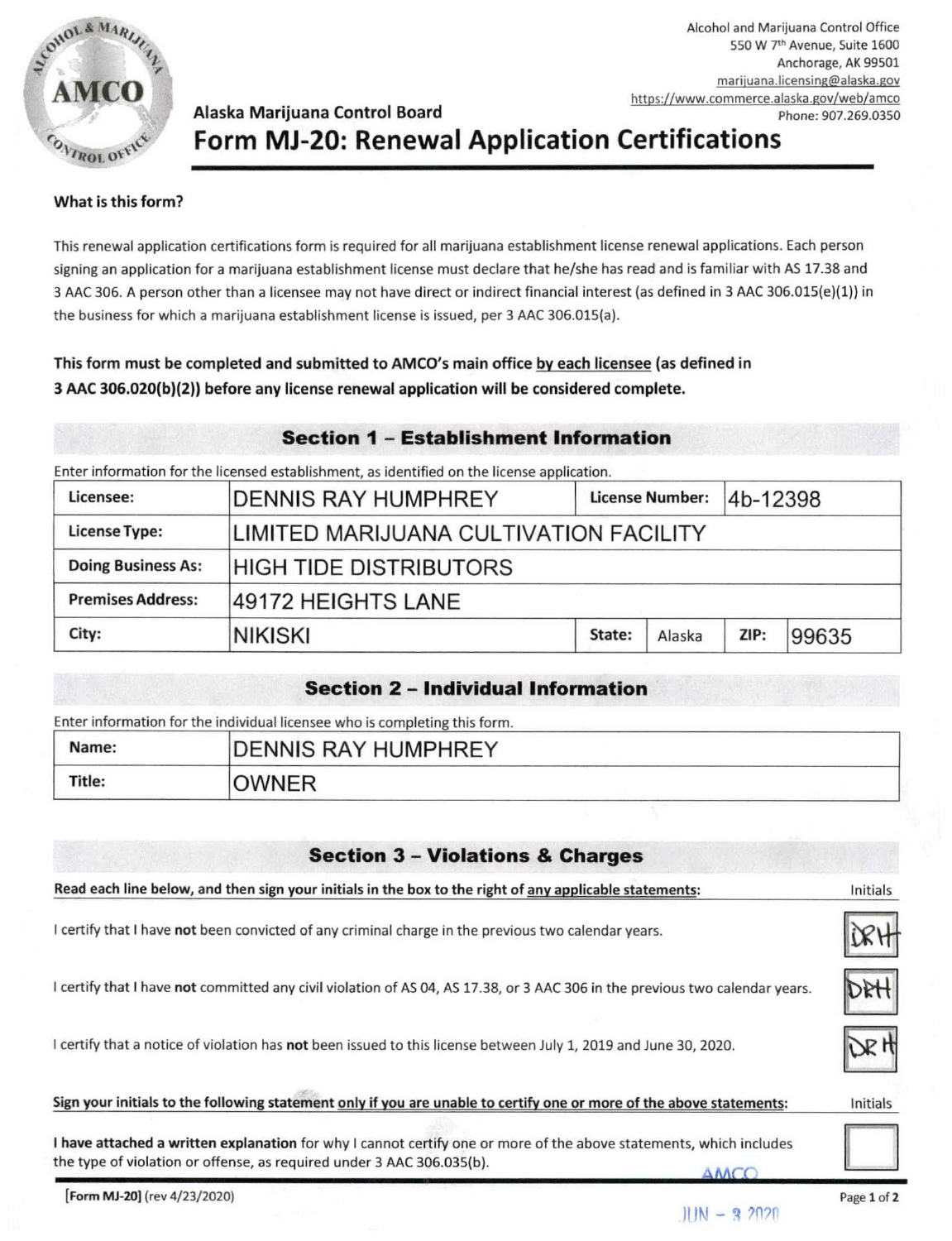Alcohol and Marijuana Control Office
550 W 7th Avenue, Suite 1600
Anchorage, AK 99501
marijuana.licensing@alaska.gov
https://www.commerce.alaska.gov/web/amco
Phone: 907.269.0350

Alaska Marijuana Control Board

# Form MJ-20: Renewal Application Certifications

**What is this form?**

This renewal application certifications form is required for all marijuana establishment license renewal applications. Each person signing an application for a marijuana establishment license must declare that he/she has read and is familiar with AS 17.38 and 3 AAC 306. A person other than a licensee may not have direct or indirect financial interest (as defined in 3 AAC 306.015(e)(1)) in the business for which a marijuana establishment license is issued, per 3 AAC 306.015(a).

**This form must be completed and submitted to AMCO's main office by each licensee (as defined in 3 AAC 306.020(b)(2)) before any license renewal application will be considered complete.**

## Section 1 – Establishment Information

Enter information for the licensed establishment, as identified on the license application.

| Licensee: | DENNIS RAY HUMPHREY | License Number: | 4b-12398 | | |
|---|---|---|---|---|---|
| License Type: | LIMITED MARIJUANA CULTIVATION FACILITY | | | | |
| Doing Business As: | HIGH TIDE DISTRIBUTORS | | | | |
| Premises Address: | 49172 HEIGHTS LANE | | | | |
| City: | NIKISKI | State: | Alaska | ZIP: | 99635 |

## Section 2 – Individual Information

Enter information for the individual licensee who is completing this form.

| Name: | DENNIS RAY HUMPHREY |
|---|---|
| Title: | OWNER |

## Section 3 – Violations & Charges

**Read each line below, and then sign your initials in the box to the right of any applicable statements:**

| | Initials |
|---|---|
| I certify that I have **not** been convicted of any criminal charge in the previous two calendar years. | DRH |
| I certify that I have **not** committed any civil violation of AS 04, AS 17.38, or 3 AAC 306 in the previous two calendar years. | DRH |
| I certify that a notice of violation has **not** been issued to this license between July 1, 2019 and June 30, 2020. | DRH |

**Sign your initials to the following statement only if you are unable to certify one or more of the above statements:**

| | Initials |
|---|---|
| **I have attached a written explanation** for why I cannot certify one or more of the above statements, which includes the type of violation or offense, as required under 3 AAC 306.035(b). | |

[Form MJ-20] (rev 4/23/2020)

AMCO
JUN - 3 2020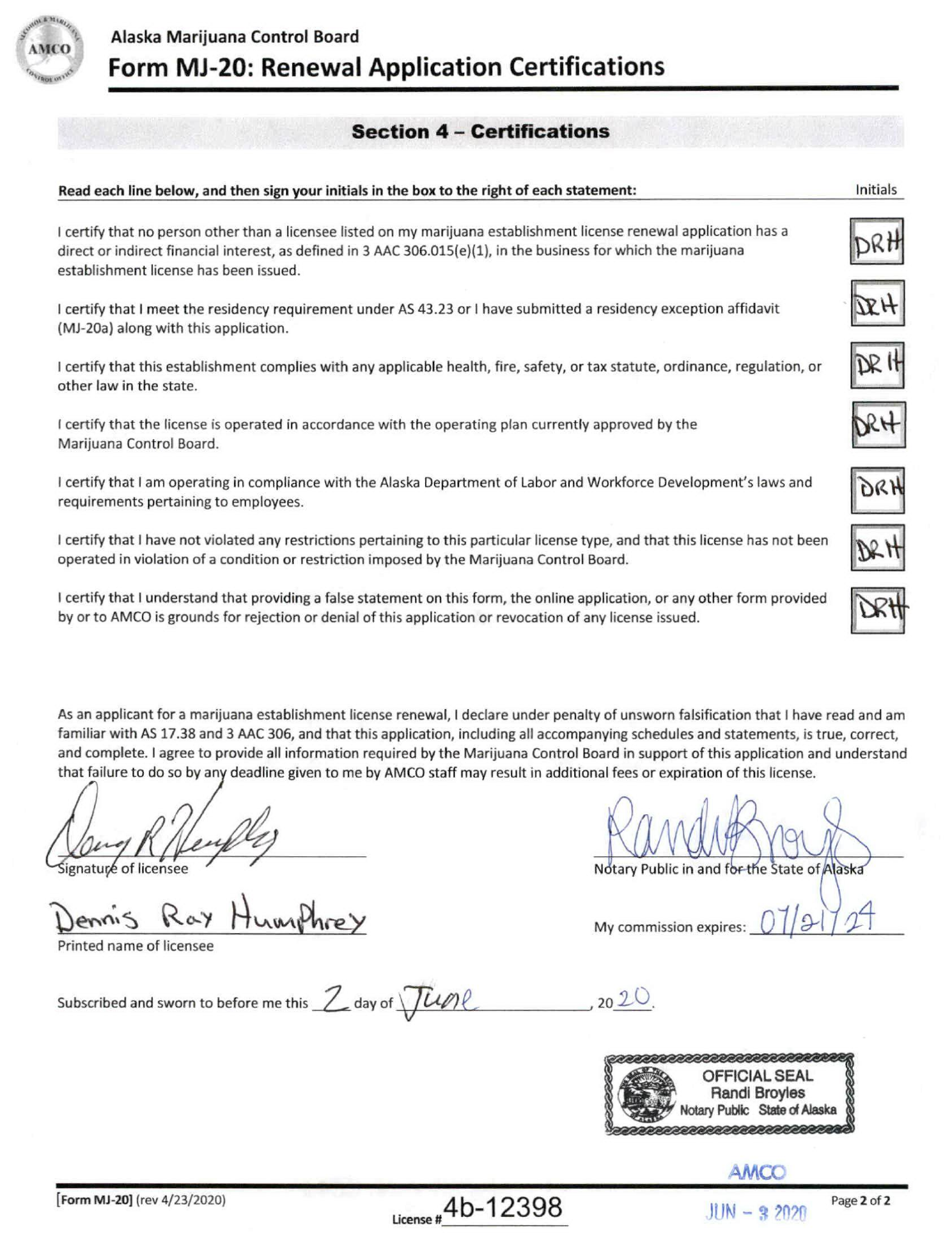# Alaska Marijuana Control Board

## Form MJ-20: Renewal Application Certifications

### Section 4 – Certifications

**Read each line below, and then sign your initials in the box to the right of each statement:**

| Statement | Initials |
|---|---|
| I certify that no person other than a licensee listed on my marijuana establishment license renewal application has a direct or indirect financial interest, as defined in 3 AAC 306.015(e)(1), in the business for which the marijuana establishment license has been issued. | DRH |
| I certify that I meet the residency requirement under AS 43.23 or I have submitted a residency exception affidavit (MJ-20a) along with this application. | DRH |
| I certify that this establishment complies with any applicable health, fire, safety, or tax statute, ordinance, regulation, or other law in the state. | DRH |
| I certify that the license is operated in accordance with the operating plan currently approved by the Marijuana Control Board. | DRH |
| I certify that I am operating in compliance with the Alaska Department of Labor and Workforce Development's laws and requirements pertaining to employees. | DRH |
| I certify that I have not violated any restrictions pertaining to this particular license type, and that this license has not been operated in violation of a condition or restriction imposed by the Marijuana Control Board. | DRH |
| I certify that I understand that providing a false statement on this form, the online application, or any other form provided by or to AMCO is grounds for rejection or denial of this application or revocation of any license issued. | DRH |

As an applicant for a marijuana establishment license renewal, I declare under penalty of unsworn falsification that I have read and am familiar with AS 17.38 and 3 AAC 306, and that this application, including all accompanying schedules and statements, is true, correct, and complete. I agree to provide all information required by the Marijuana Control Board in support of this application and understand that failure to do so by any deadline given to me by AMCO staff may result in additional fees or expiration of this license.

[Signature]
Signature of licensee

Dennis Ray Humphrey
Printed name of licensee

[Signature]
Notary Public in and for the State of Alaska

My commission expires: 07/21/24

Subscribed and sworn to before me this 2 day of June, 2020.

OFFICIAL SEAL
Randi Broyles
Notary Public State of Alaska

AMCO
JUN - 3 2020

[Form MJ-20] (rev 4/23/2020)

License # 4b-12398